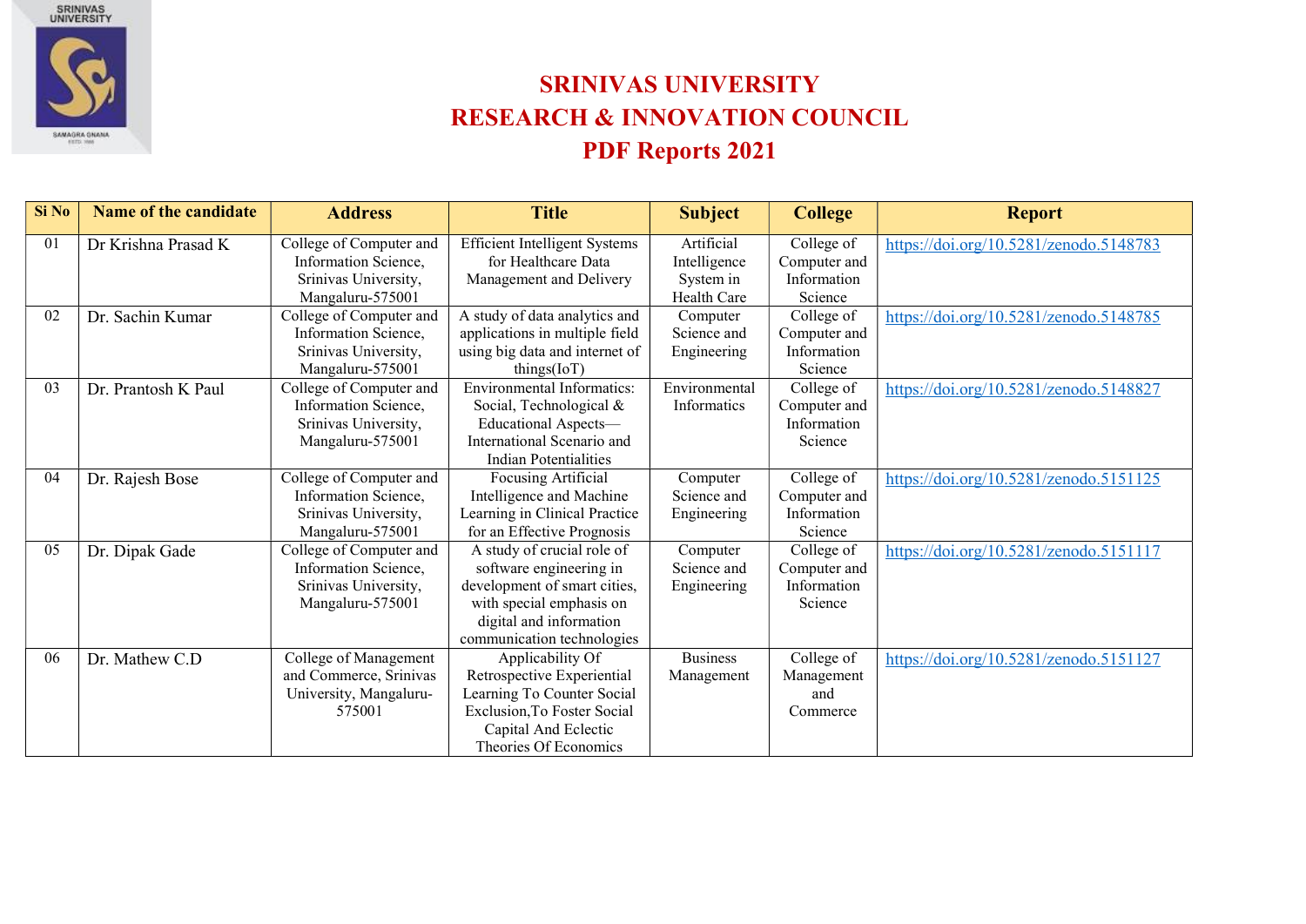# SRINIVAS UNIVERSITY
# RESEARCH & INNOVATION COUNCIL
# PDF Reports 2021

| Si No | Name of the candidate | Address | Title | Subject | College | Report |
|---|---|---|---|---|---|---|
| 01 | Dr Krishna Prasad K | College of Computer and Information Science, Srinivas University, Mangaluru-575001 | Efficient Intelligent Systems for Healthcare Data Management and Delivery | Artificial Intelligence System in Health Care | College of Computer and Information Science | https://doi.org/10.5281/zenodo.5148783 |
| 02 | Dr. Sachin Kumar | College of Computer and Information Science, Srinivas University, Mangaluru-575001 | A study of data analytics and applications in multiple field using big data and internet of things(IoT) | Computer Science and Engineering | College of Computer and Information Science | https://doi.org/10.5281/zenodo.5148785 |
| 03 | Dr. Prantosh K Paul | College of Computer and Information Science, Srinivas University, Mangaluru-575001 | Environmental Informatics: Social, Technological & Educational Aspects—International Scenario and Indian Potentialities | Environmental Informatics | College of Computer and Information Science | https://doi.org/10.5281/zenodo.5148827 |
| 04 | Dr. Rajesh Bose | College of Computer and Information Science, Srinivas University, Mangaluru-575001 | Focusing Artificial Intelligence and Machine Learning in Clinical Practice for an Effective Prognosis | Computer Science and Engineering | College of Computer and Information Science | https://doi.org/10.5281/zenodo.5151125 |
| 05 | Dr. Dipak Gade | College of Computer and Information Science, Srinivas University, Mangaluru-575001 | A study of crucial role of software engineering in development of smart cities, with special emphasis on digital and information communication technologies | Computer Science and Engineering | College of Computer and Information Science | https://doi.org/10.5281/zenodo.5151117 |
| 06 | Dr. Mathew C.D | College of Management and Commerce, Srinivas University, Mangaluru-575001 | Applicability Of Retrospective Experiential Learning To Counter Social Exclusion,To Foster Social Capital And Eclectic Theories Of Economics | Business Management | College of Management and Commerce | https://doi.org/10.5281/zenodo.5151127 |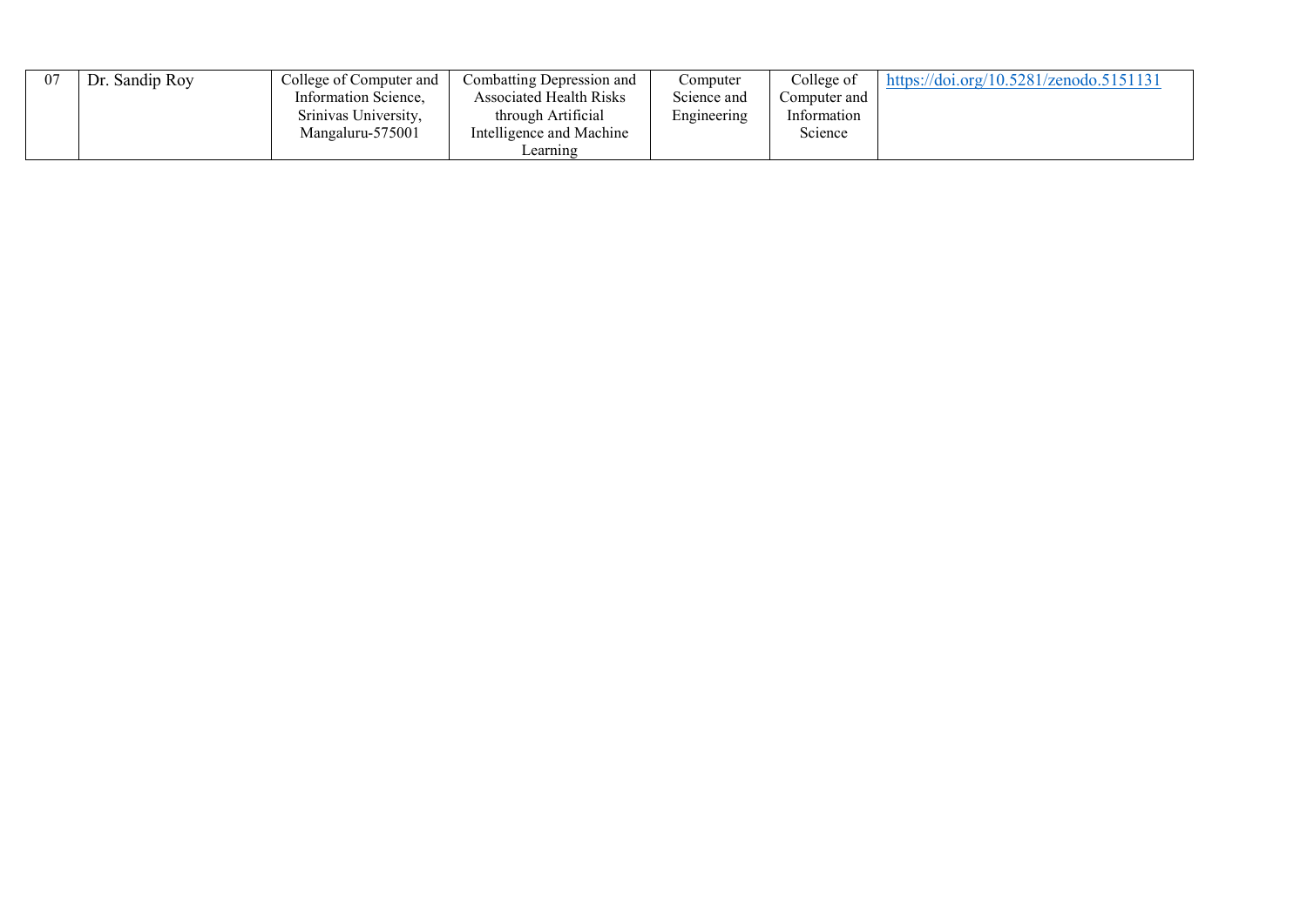| | | | | | | |
|---|---|---|---|---|---|---|
| 07 | Dr. Sandip Roy | College of Computer and Information Science, Srinivas University, Mangaluru-575001 | Combatting Depression and Associated Health Risks through Artificial Intelligence and Machine Learning | Computer Science and Engineering | College of Computer and Information Science | https://doi.org/10.5281/zenodo.5151131 |